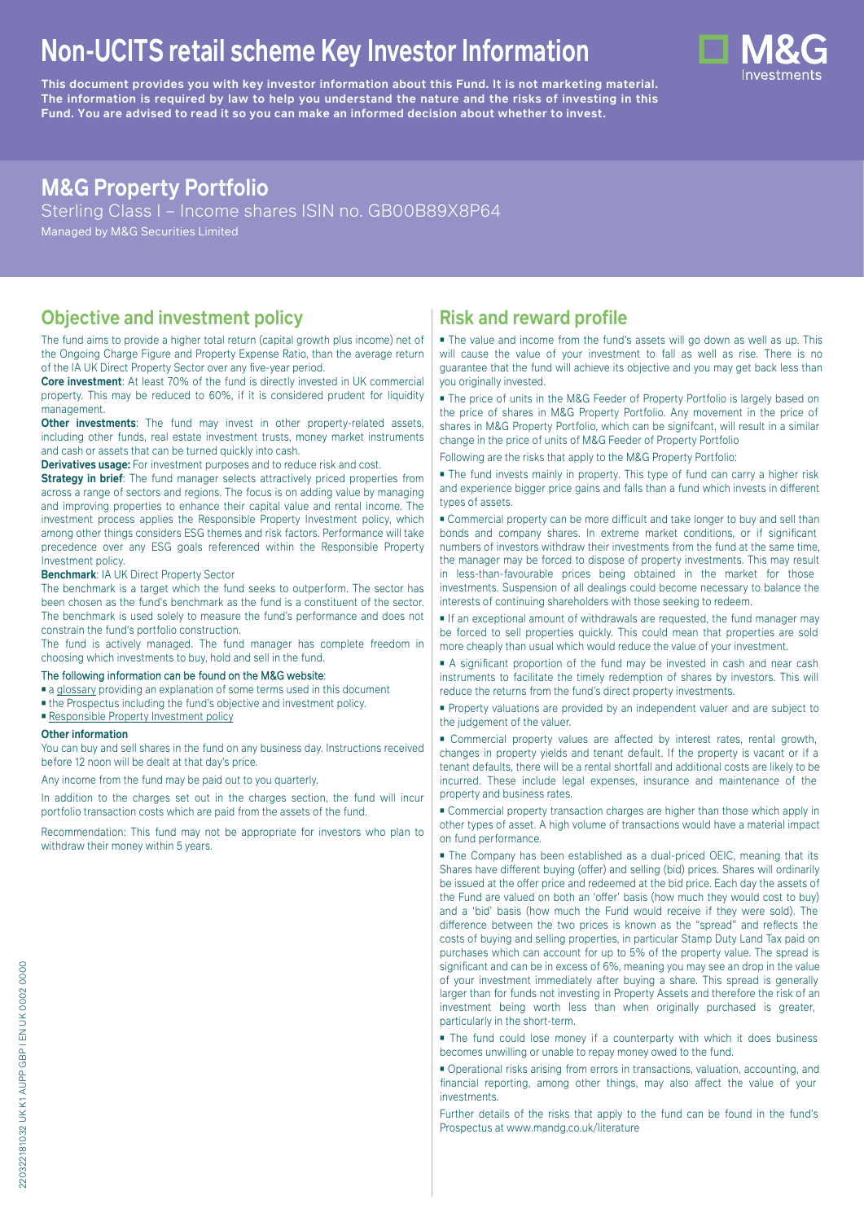# Non-UCITS retail scheme Key Investor Information

**This document provides you with key investor information about this Fund. It is not marketing material. The information is required by law to help you understand the nature and the risks of investing in this Fund. You are advised to read it so you can make an informed decision about whether to invest.**

## M&G Property Portfolio

Sterling Class I – Income shares ISIN no. GB00B89X8P64

Managed by M&G Securities Limited

## Objective and investment policy

The fund aims to provide a higher total return (capital growth plus income) net of the Ongoing Charge Figure and Property Expense Ratio, than the average return of the IA UK Direct Property Sector over any five-year period.

**Core investment**: At least 70% of the fund is directly invested in UK commercial property. This may be reduced to 60%, if it is considered prudent for liquidity management.

**Other investments**: The fund may invest in other property-related assets, including other funds, real estate investment trusts, money market instruments and cash or assets that can be turned quickly into cash.

**Derivatives usage:** For investment purposes and to reduce risk and cost.

**Strategy in brief**: The fund manager selects attractively priced properties from across a range of sectors and regions. The focus is on adding value by managing and improving properties to enhance their capital value and rental income. The investment process applies the Responsible Property Investment policy, which among other things considers ESG themes and risk factors. Performance will take precedence over any ESG goals referenced within the Responsible Property Investment policy.

**Benchmark**: IA UK Direct Property Sector

The benchmark is a target which the fund seeks to outperform. The sector has been chosen as the fund's benchmark as the fund is a constituent of the sector. The benchmark is used solely to measure the fund's performance and does not constrain the fund's portfolio construction.

The fund is actively managed. The fund manager has complete freedom in choosing which investments to buy, hold and sell in the fund.

The following information can be found on the M&G website:

- a glossary providing an explanation of some terms used in this document
- the Prospectus including the fund's objective and investment policy.
- Responsible Property Investment policy

**Other information**

You can buy and sell shares in the fund on any business day. Instructions received before 12 noon will be dealt at that day's price.

Any income from the fund may be paid out to you quarterly.

In addition to the charges set out in the charges section, the fund will incur portfolio transaction costs which are paid from the assets of the fund.

Recommendation: This fund may not be appropriate for investors who plan to withdraw their money within 5 years.

## Risk and reward profile

- The value and income from the fund's assets will go down as well as up. This will cause the value of your investment to fall as well as rise. There is no guarantee that the fund will achieve its objective and you may get back less than you originally invested.
- The price of units in the M&G Feeder of Property Portfolio is largely based on the price of shares in M&G Property Portfolio. Any movement in the price of shares in M&G Property Portfolio, which can be signifcant, will result in a similar change in the price of units of M&G Feeder of Property Portfolio

Following are the risks that apply to the M&G Property Portfolio:

- The fund invests mainly in property. This type of fund can carry a higher risk and experience bigger price gains and falls than a fund which invests in different types of assets.
- Commercial property can be more difficult and take longer to buy and sell than bonds and company shares. In extreme market conditions, or if significant numbers of investors withdraw their investments from the fund at the same time, the manager may be forced to dispose of property investments. This may result in less-than-favourable prices being obtained in the market for those investments. Suspension of all dealings could become necessary to balance the interests of continuing shareholders with those seeking to redeem.
- If an exceptional amount of withdrawals are requested, the fund manager may be forced to sell properties quickly. This could mean that properties are sold more cheaply than usual which would reduce the value of your investment.
- A significant proportion of the fund may be invested in cash and near cash instruments to facilitate the timely redemption of shares by investors. This will reduce the returns from the fund's direct property investments.
- Property valuations are provided by an independent valuer and are subject to the judgement of the valuer.
- Commercial property values are affected by interest rates, rental growth, changes in property yields and tenant default. If the property is vacant or if a tenant defaults, there will be a rental shortfall and additional costs are likely to be incurred. These include legal expenses, insurance and maintenance of the property and business rates.
- Commercial property transaction charges are higher than those which apply in other types of asset. A high volume of transactions would have a material impact on fund performance.
- The Company has been established as a dual-priced OEIC, meaning that its Shares have different buying (offer) and selling (bid) prices. Shares will ordinarily be issued at the offer price and redeemed at the bid price. Each day the assets of the Fund are valued on both an 'offer' basis (how much they would cost to buy) and a 'bid' basis (how much the Fund would receive if they were sold). The difference between the two prices is known as the "spread" and reflects the costs of buying and selling properties, in particular Stamp Duty Land Tax paid on purchases which can account for up to 5% of the property value. The spread is significant and can be in excess of 6%, meaning you may see an drop in the value of your investment immediately after buying a share. This spread is generally larger than for funds not investing in Property Assets and therefore the risk of an investment being worth less than when originally purchased is greater, particularly in the short-term.
- The fund could lose money if a counterparty with which it does business becomes unwilling or unable to repay money owed to the fund.
- Operational risks arising from errors in transactions, valuation, accounting, and financial reporting, among other things, may also affect the value of your investments.

Further details of the risks that apply to the fund can be found in the fund's Prospectus at www.mandg.co.uk/literature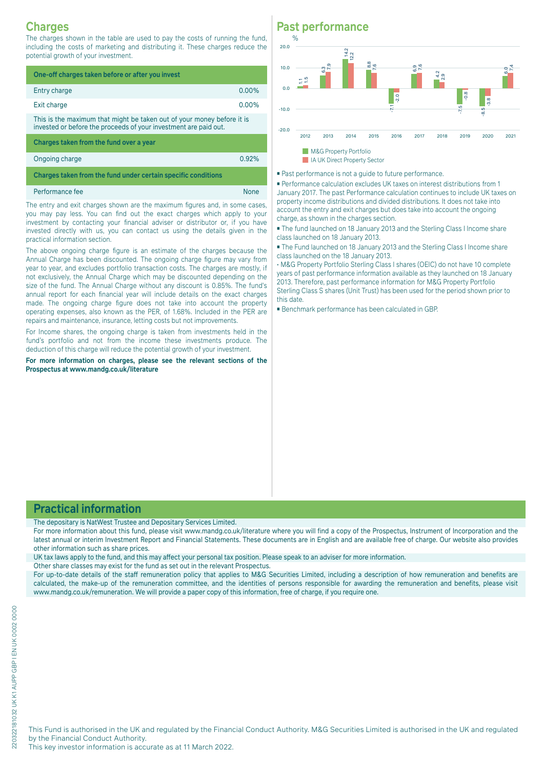## Charges

The charges shown in the table are used to pay the costs of running the fund, including the costs of marketing and distributing it. These charges reduce the potential growth of your investment.

| One-off charges taken before or after you invest | |
|---|---|
| Entry charge | 0.00% |
| Exit charge | 0.00% |
| This is the maximum that might be taken out of your money before it is invested or before the proceeds of your investment are paid out. | |
| **Charges taken from the fund over a year** | |
| Ongoing charge | 0.92% |
| **Charges taken from the fund under certain specific conditions** | |
| Performance fee | None |

The entry and exit charges shown are the maximum figures and, in some cases, you may pay less. You can find out the exact charges which apply to your investment by contacting your financial adviser or distributor or, if you have invested directly with us, you can contact us using the details given in the practical information section.

The above ongoing charge figure is an estimate of the charges because the Annual Charge has been discounted. The ongoing charge figure may vary from year to year, and excludes portfolio transaction costs. The charges are mostly, if not exclusively, the Annual Charge which may be discounted depending on the size of the fund. The Annual Charge without any discount is 0.85%. The fund's annual report for each financial year will include details on the exact charges made. The ongoing charge figure does not take into account the property operating expenses, also known as the PER, of 1.68%. Included in the PER are repairs and maintenance, insurance, letting costs but not improvements.

For Income shares, the ongoing charge is taken from investments held in the fund's portfolio and not from the income these investments produce. The deduction of this charge will reduce the potential growth of your investment.

**For more information on charges, please see the relevant sections of the Prospectus at www.mandg.co.uk/literature**

## Past performance

%

20.0
10.0
0.0
-10.0
-20.0

2012: 1.1, 1.5
2013: 6.3, 7.9
2014: 14.2, 12.2
2015: 8.8, 7.6
2016: -7.1, -2.0
2017: 6.9, 7.6
2018: 4.2, 2.9
2019: -7.5, -0.8
2020: -8.5, -3.8
2021: 6.0, 7.4

M&G Property Portfolio
IA UK Direct Property Sector

- Past performance is not a guide to future performance.
- Performance calculation excludes UK taxes on interest distributions from 1 January 2017. The past Performance calculation continues to include UK taxes on property income distributions and divided distributions. It does not take into account the entry and exit charges but does take into account the ongoing charge, as shown in the charges section.
- The fund launched on 18 January 2013 and the Sterling Class I Income share class launched on 18 January 2013.
- The Fund launched on 18 January 2013 and the Sterling Class I Income share class launched on the 18 January 2013.
- M&G Property Portfolio Sterling Class I shares (OEIC) do not have 10 complete years of past performance information available as they launched on 18 January 2013. Therefore, past performance information for M&G Property Portfolio Sterling Class S shares (Unit Trust) has been used for the period shown prior to this date.
- Benchmark performance has been calculated in GBP.

## Practical information

The depositary is NatWest Trustee and Depositary Services Limited.

For more information about this fund, please visit www.mandg.co.uk/literature where you will find a copy of the Prospectus, Instrument of Incorporation and the latest annual or interim Investment Report and Financial Statements. These documents are in English and are available free of charge. Our website also provides other information such as share prices.

UK tax laws apply to the fund, and this may affect your personal tax position. Please speak to an adviser for more information.

Other share classes may exist for the fund as set out in the relevant Prospectus.

For up-to-date details of the staff remuneration policy that applies to M&G Securities Limited, including a description of how remuneration and benefits are calculated, the make-up of the remuneration committee, and the identities of persons responsible for awarding the remuneration and benefits, please visit www.mandg.co.uk/remuneration. We will provide a paper copy of this information, free of charge, if you require one.

This Fund is authorised in the UK and regulated by the Financial Conduct Authority. M&G Securities Limited is authorised in the UK and regulated by the Financial Conduct Authority.

This key investor information is accurate as at 11 March 2022.

220322181032 UK K1 AUPP GBP I EN UK 0002 0000